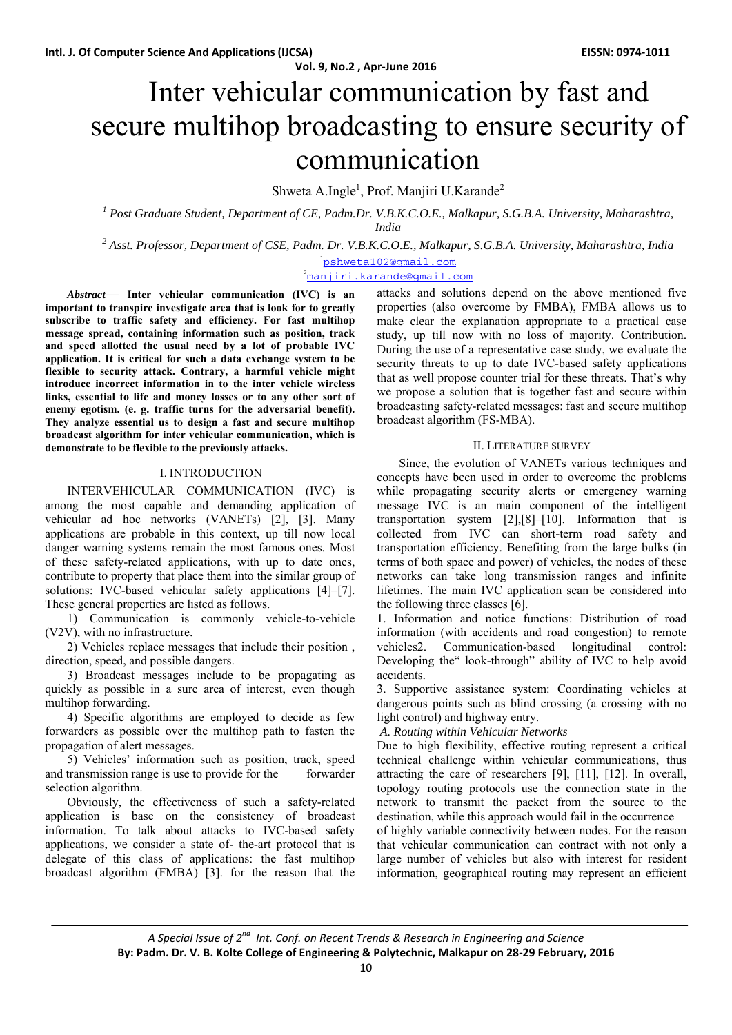# Inter vehicular communication by fast and secure multihop broadcasting to ensure security of communication

Shweta A.Ingle[1], Prof. Manjiri U.Karande[2]

[1] *Post Graduate Student, Department of CE, Padm.Dr. V.B.K.C.O.E., Malkapur, S.G.B.A. University, Maharashtra, India*

[2] *Asst. Professor, Department of CSE, Padm. Dr. V.B.K.C.O.E., Malkapur, S.G.B.A. University, Maharashtra, India*

[1]pshweta102@gmail.com

[2]manjiri.karande@gmail.com

***Abstract*— Inter vehicular communication (IVC) is an important to transpire investigate area that is look for to greatly subscribe to traffic safety and efficiency. For fast multihop message spread, containing information such as position, track and speed allotted the usual need by a lot of probable IVC application. It is critical for such a data exchange system to be flexible to security attack. Contrary, a harmful vehicle might introduce incorrect information in to the inter vehicle wireless links, essential to life and money losses or to any other sort of enemy egotism. (e. g. traffic turns for the adversarial benefit). They analyze essential us to design a fast and secure multihop broadcast algorithm for inter vehicular communication, which is demonstrate to be flexible to the previously attacks.**

## I. INTRODUCTION

INTERVEHICULAR COMMUNICATION (IVC) is among the most capable and demanding application of vehicular ad hoc networks (VANETs) [2], [3]. Many applications are probable in this context, up till now local danger warning systems remain the most famous ones. Most of these safety-related applications, with up to date ones, contribute to property that place them into the similar group of solutions: IVC-based vehicular safety applications [4]–[7]. These general properties are listed as follows.

1) Communication is commonly vehicle-to-vehicle (V2V), with no infrastructure.

2) Vehicles replace messages that include their position , direction, speed, and possible dangers.

3) Broadcast messages include to be propagating as quickly as possible in a sure area of interest, even though multihop forwarding.

4) Specific algorithms are employed to decide as few forwarders as possible over the multihop path to fasten the propagation of alert messages.

5) Vehicles' information such as position, track, speed and transmission range is use to provide for the forwarder selection algorithm.

Obviously, the effectiveness of such a safety-related application is base on the consistency of broadcast information. To talk about attacks to IVC-based safety applications, we consider a state of- the-art protocol that is delegate of this class of applications: the fast multihop broadcast algorithm (FMBA) [3]. for the reason that the attacks and solutions depend on the above mentioned five properties (also overcome by FMBA), FMBA allows us to make clear the explanation appropriate to a practical case study, up till now with no loss of majority. Contribution. During the use of a representative case study, we evaluate the security threats to up to date IVC-based safety applications that as well propose counter trial for these threats. That's why we propose a solution that is together fast and secure within broadcasting safety-related messages: fast and secure multihop broadcast algorithm (FS-MBA).

## II. LITERATURE SURVEY

Since, the evolution of VANETs various techniques and concepts have been used in order to overcome the problems while propagating security alerts or emergency warning message IVC is an main component of the intelligent transportation system [2],[8]–[10]. Information that is collected from IVC can short-term road safety and transportation efficiency. Benefiting from the large bulks (in terms of both space and power) of vehicles, the nodes of these networks can take long transmission ranges and infinite lifetimes. The main IVC application scan be considered into the following three classes [6].

1. Information and notice functions: Distribution of road information (with accidents and road congestion) to remote vehicles2. Communication-based longitudinal control: Developing the" look-through" ability of IVC to help avoid accidents.

3. Supportive assistance system: Coordinating vehicles at dangerous points such as blind crossing (a crossing with no light control) and highway entry.

### *A. Routing within Vehicular Networks*

Due to high flexibility, effective routing represent a critical technical challenge within vehicular communications, thus attracting the care of researchers [9], [11], [12]. In overall, topology routing protocols use the connection state in the network to transmit the packet from the source to the destination, while this approach would fail in the occurrence of highly variable connectivity between nodes. For the reason that vehicular communication can contract with not only a large number of vehicles but also with interest for resident information, geographical routing may represent an efficient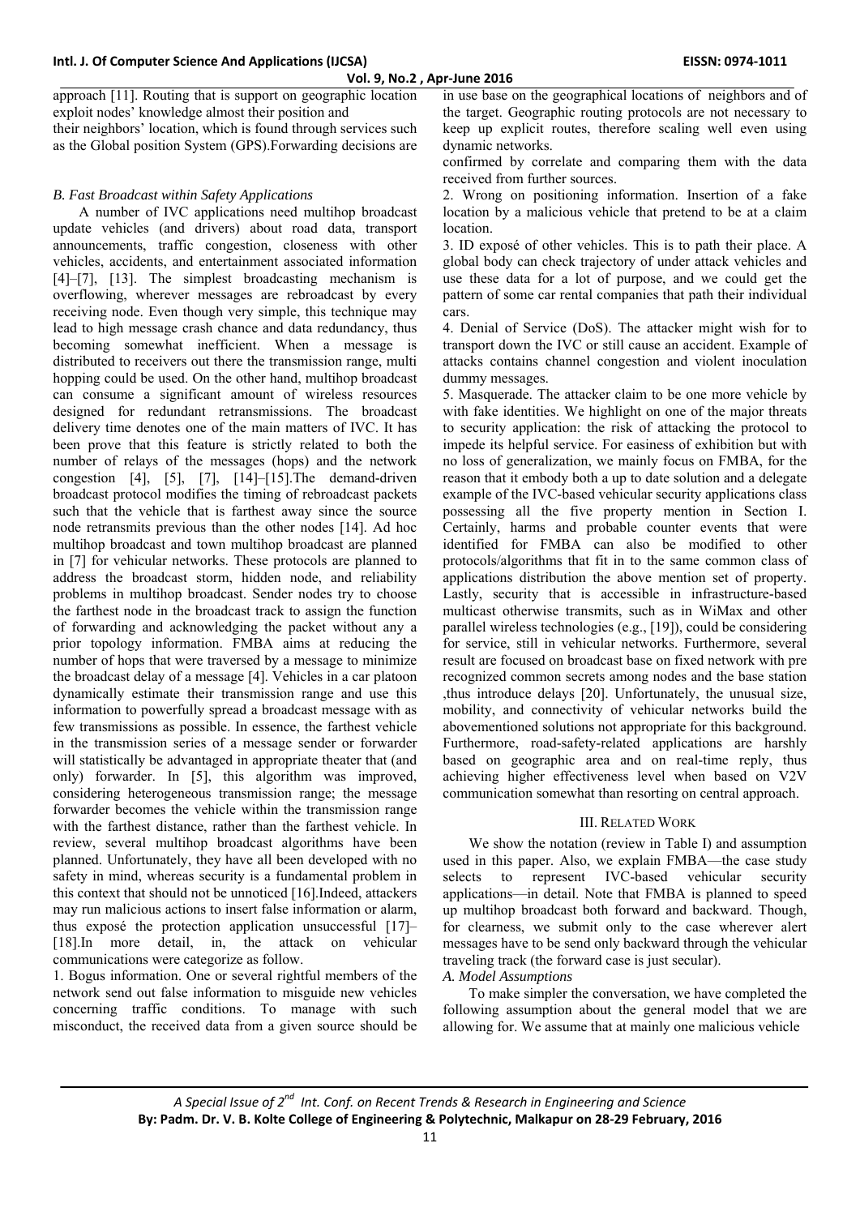approach [11]. Routing that is support on geographic location exploit nodes' knowledge almost their position and their neighbors' location, which is found through services such as the Global position System (GPS).Forwarding decisions are in use base on the geographical locations of neighbors and of the target. Geographic routing protocols are not necessary to keep up explicit routes, therefore scaling well even using dynamic networks.

### *B. Fast Broadcast within Safety Applications*

A number of IVC applications need multihop broadcast update vehicles (and drivers) about road data, transport announcements, traffic congestion, closeness with other vehicles, accidents, and entertainment associated information [4]–[7], [13]. The simplest broadcasting mechanism is overflowing, wherever messages are rebroadcast by every receiving node. Even though very simple, this technique may lead to high message crash chance and data redundancy, thus becoming somewhat inefficient. When a message is distributed to receivers out there the transmission range, multi hopping could be used. On the other hand, multihop broadcast can consume a significant amount of wireless resources designed for redundant retransmissions. The broadcast delivery time denotes one of the main matters of IVC. It has been prove that this feature is strictly related to both the number of relays of the messages (hops) and the network congestion [4], [5], [7], [14]–[15].The demand-driven broadcast protocol modifies the timing of rebroadcast packets such that the vehicle that is farthest away since the source node retransmits previous than the other nodes [14]. Ad hoc multihop broadcast and town multihop broadcast are planned in [7] for vehicular networks. These protocols are planned to address the broadcast storm, hidden node, and reliability problems in multihop broadcast. Sender nodes try to choose the farthest node in the broadcast track to assign the function of forwarding and acknowledging the packet without any a prior topology information. FMBA aims at reducing the number of hops that were traversed by a message to minimize the broadcast delay of a message [4]. Vehicles in a car platoon dynamically estimate their transmission range and use this information to powerfully spread a broadcast message with as few transmissions as possible. In essence, the farthest vehicle in the transmission series of a message sender or forwarder will statistically be advantaged in appropriate theater that (and only) forwarder. In [5], this algorithm was improved, considering heterogeneous transmission range; the message forwarder becomes the vehicle within the transmission range with the farthest distance, rather than the farthest vehicle. In review, several multihop broadcast algorithms have been planned. Unfortunately, they have all been developed with no safety in mind, whereas security is a fundamental problem in this context that should not be unnoticed [16].Indeed, attackers may run malicious actions to insert false information or alarm, thus exposé the protection application unsuccessful [17]–[18].In more detail, in, the attack on vehicular communications were categorize as follow.

1. Bogus information. One or several rightful members of the network send out false information to misguide new vehicles concerning traffic conditions. To manage with such misconduct, the received data from a given source should be confirmed by correlate and comparing them with the data received from further sources.
2. Wrong on positioning information. Insertion of a fake location by a malicious vehicle that pretend to be at a claim location.
3. ID exposé of other vehicles. This is to path their place. A global body can check trajectory of under attack vehicles and use these data for a lot of purpose, and we could get the pattern of some car rental companies that path their individual cars.
4. Denial of Service (DoS). The attacker might wish for to transport down the IVC or still cause an accident. Example of attacks contains channel congestion and violent inoculation dummy messages.
5. Masquerade. The attacker claim to be one more vehicle by with fake identities. We highlight on one of the major threats to security application: the risk of attacking the protocol to impede its helpful service. For easiness of exhibition but with no loss of generalization, we mainly focus on FMBA, for the reason that it embody both a up to date solution and a delegate example of the IVC-based vehicular security applications class possessing all the five property mention in Section I. Certainly, harms and probable counter events that were identified for FMBA can also be modified to other protocols/algorithms that fit in to the same common class of applications distribution the above mention set of property. Lastly, security that is accessible in infrastructure-based multicast otherwise transmits, such as in WiMax and other parallel wireless technologies (e.g., [19]), could be considering for service, still in vehicular networks. Furthermore, several result are focused on broadcast base on fixed network with pre recognized common secrets among nodes and the base station ,thus introduce delays [20]. Unfortunately, the unusual size, mobility, and connectivity of vehicular networks build the abovementioned solutions not appropriate for this background. Furthermore, road-safety-related applications are harshly based on geographic area and on real-time reply, thus achieving higher effectiveness level when based on V2V communication somewhat than resorting on central approach.

## III. Related Work

We show the notation (review in Table I) and assumption used in this paper. Also, we explain FMBA—the case study selects to represent IVC-based vehicular security applications—in detail. Note that FMBA is planned to speed up multihop broadcast both forward and backward. Though, for clearness, we submit only to the case wherever alert messages have to be send only backward through the vehicular traveling track (the forward case is just secular).

### *A. Model Assumptions*

To make simpler the conversation, we have completed the following assumption about the general model that we are allowing for. We assume that at mainly one malicious vehicle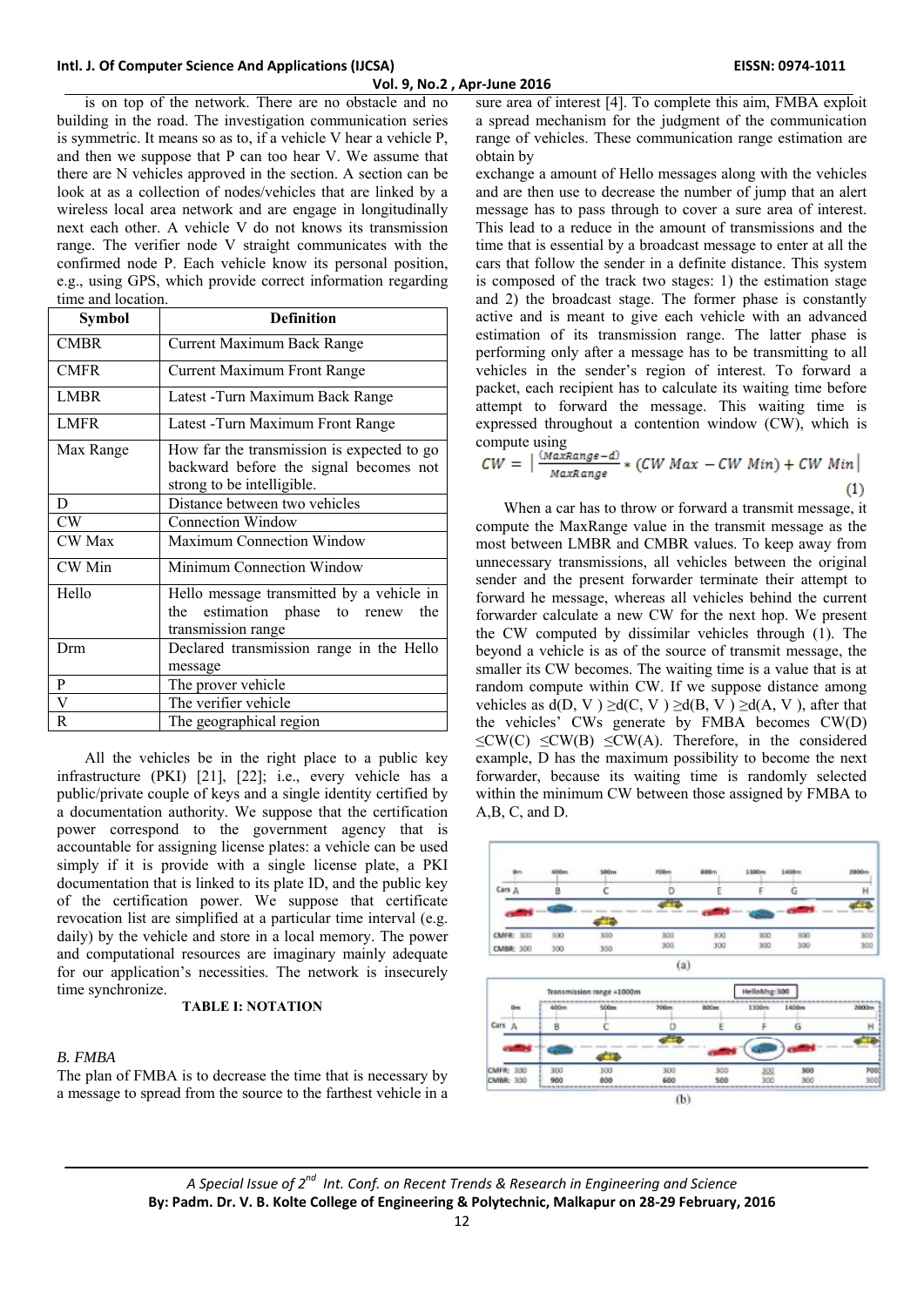is on top of the network. There are no obstacle and no building in the road. The investigation communication series is symmetric. It means so as to, if a vehicle V hear a vehicle P, and then we suppose that P can too hear V. We assume that there are N vehicles approved in the section. A section can be look at as a collection of nodes/vehicles that are linked by a wireless local area network and are engage in longitudinally next each other. A vehicle V do not knows its transmission range. The verifier node V straight communicates with the confirmed node P. Each vehicle know its personal position, e.g., using GPS, which provide correct information regarding time and location.

| Symbol | Definition |
|---|---|
| CMBR | Current Maximum Back Range |
| CMFR | Current Maximum Front Range |
| LMBR | Latest -Turn Maximum Back Range |
| LMFR | Latest -Turn Maximum Front Range |
| Max Range | How far the transmission is expected to go backward before the signal becomes not strong to be intelligible. |
| D | Distance between two vehicles |
| CW | Connection Window |
| CW Max | Maximum Connection Window |
| CW Min | Minimum Connection Window |
| Hello | Hello message transmitted by a vehicle in the estimation phase to renew the transmission range |
| Drm | Declared transmission range in the Hello message |
| P | The prover vehicle |
| V | The verifier vehicle |
| R | The geographical region |

All the vehicles be in the right place to a public key infrastructure (PKI) [21], [22]; i.e., every vehicle has a public/private couple of keys and a single identity certified by a documentation authority. We suppose that the certification power correspond to the government agency that is accountable for assigning license plates: a vehicle can be used simply if it is provide with a single license plate, a PKI documentation that is linked to its plate ID, and the public key of the certification power. We suppose that certificate revocation list are simplified at a particular time interval (e.g. daily) by the vehicle and store in a local memory. The power and computational resources are imaginary mainly adequate for our application's necessities. The network is insecurely time synchronize.

**TABLE I: NOTATION**

### *B. FMBA*

The plan of FMBA is to decrease the time that is necessary by a message to spread from the source to the farthest vehicle in a sure area of interest [4]. To complete this aim, FMBA exploit a spread mechanism for the judgment of the communication range of vehicles. These communication range estimation are obtain by

exchange a amount of Hello messages along with the vehicles and are then use to decrease the number of jump that an alert message has to pass through to cover a sure area of interest. This lead to a reduce in the amount of transmissions and the time that is essential by a broadcast message to enter at all the cars that follow the sender in a definite distance. This system is composed of the track two stages: 1) the estimation stage and 2) the broadcast stage. The former phase is constantly active and is meant to give each vehicle with an advanced estimation of its transmission range. The latter phase is performing only after a message has to be transmitting to all vehicles in the sender's region of interest. To forward a packet, each recipient has to calculate its waiting time before attempt to forward the message. This waiting time is expressed throughout a contention window (CW), which is compute using

$$CW = \left| \frac{(MaxRange - d)}{MaxRange} * (CW\ Max - CW\ Min) + CW\ Min \right| \quad (1)$$

When a car has to throw or forward a transmit message, it compute the MaxRange value in the transmit message as the most between LMBR and CMBR values. To keep away from unnecessary transmissions, all vehicles between the original sender and the present forwarder terminate their attempt to forward he message, whereas all vehicles behind the current forwarder calculate a new CW for the next hop. We present the CW computed by dissimilar vehicles through (1). The beyond a vehicle is as of the source of transmit message, the smaller its CW becomes. The waiting time is a value that is at random compute within CW. If we suppose distance among vehicles as d(D, V ) ≥d(C, V ) ≥d(B, V ) ≥d(A, V ), after that the vehicles' CWs generate by FMBA becomes CW(D) ≤CW(C) ≤CW(B) ≤CW(A). Therefore, in the considered example, D has the maximum possibility to become the next forwarder, because its waiting time is randomly selected within the minimum CW between those assigned by FMBA to A,B, C, and D.

(a)

(b)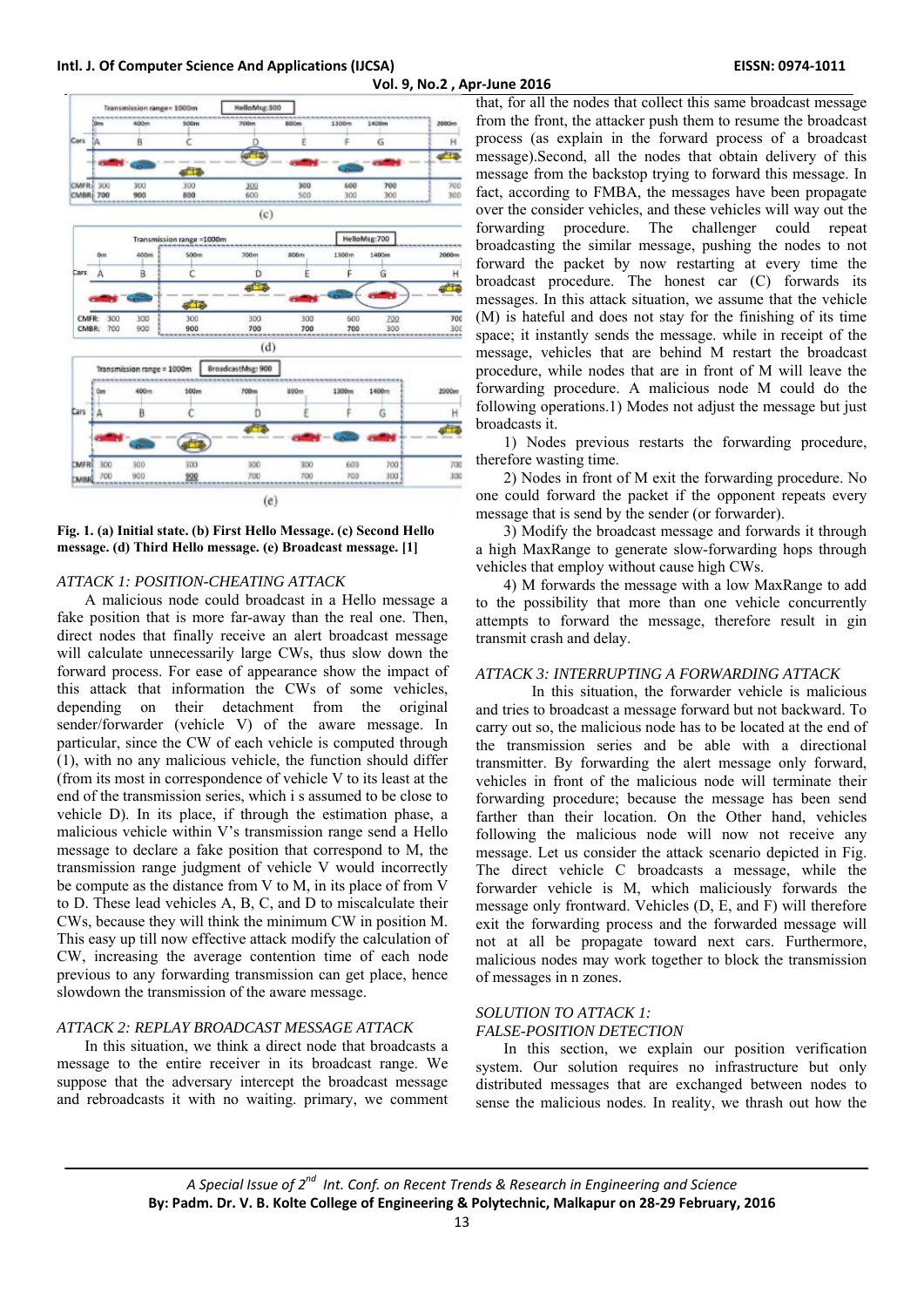Fig. 1. (a) Initial state. (b) First Hello Message. (c) Second Hello message. (d) Third Hello message. (e) Broadcast message. [1]

### ATTACK 1: POSITION-CHEATING ATTACK

A malicious node could broadcast in a Hello message a fake position that is more far-away than the real one. Then, direct nodes that finally receive an alert broadcast message will calculate unnecessarily large CWs, thus slow down the forward process. For ease of appearance show the impact of this attack that information the CWs of some vehicles, depending on their detachment from the original sender/forwarder (vehicle V) of the aware message. In particular, since the CW of each vehicle is computed through (1), with no any malicious vehicle, the function should differ (from its most in correspondence of vehicle V to its least at the end of the transmission series, which i s assumed to be close to vehicle D). In its place, if through the estimation phase, a malicious vehicle within V's transmission range send a Hello message to declare a fake position that correspond to M, the transmission range judgment of vehicle V would incorrectly be compute as the distance from V to M, in its place of from V to D. These lead vehicles A, B, C, and D to miscalculate their CWs, because they will think the minimum CW in position M. This easy up till now effective attack modify the calculation of CW, increasing the average contention time of each node previous to any forwarding transmission can get pick, hence slowdown the transmission of the aware message.

### ATTACK 2: REPLAY BROADCAST MESSAGE ATTACK

In this situation, we think a direct node that broadcasts a message to the entire receiver in its broadcast range. We suppose that the adversary intercept the broadcast message and rebroadcasts it with no waiting. primary, we comment that, for all the nodes that collect this same broadcast message from the front, the attacker push them to resume the broadcast process (as explain in the forward process of a broadcast message).Second, all the nodes that obtain delivery of this message from the backstop trying to forward this message. In fact, according to FMBA, the messages have been propagate over the consider vehicles, and these vehicles will way out the forwarding procedure. The challenger could repeat broadcasting the similar message, pushing the nodes to not forward the packet by now restarting at every time the broadcast procedure. The honest car (C) forwards its messages. In this attack situation, we assume that the vehicle (M) is hateful and does not stay for the finishing of its time space; it instantly sends the message. while in receipt of the message, vehicles that are behind M restart the broadcast procedure, while nodes that are in front of M will leave the forwarding procedure. A malicious node M could do the following operations.1) Modes not adjust the message but just broadcasts it.

1) Nodes previous restarts the forwarding procedure, therefore wasting time.

2) Nodes in front of M exit the forwarding procedure. No one could forward the packet if the opponent repeats every message that is send by the sender (or forwarder).

3) Modify the broadcast message and forwards it through a high MaxRange to generate slow-forwarding hops through vehicles that employ without cause high CWs.

4) M forwards the message with a low MaxRange to add to the possibility that more than one vehicle concurrently attempts to forward the message, therefore result in gin transmit crash and delay.

### ATTACK 3: INTERRUPTING A FORWARDING ATTACK

In this situation, the forwarder vehicle is malicious and tries to broadcast a message forward but not backward. To carry out so, the malicious node has to be located at the end of the transmission series and be able with a directional transmitter. By forwarding the alert message only forward, vehicles in front of the malicious node will terminate their forwarding procedure; because the message has been send farther than their location. On the Other hand, vehicles following the malicious node will now not receive any message. Let us consider the attack scenario depicted in Fig. The direct vehicle C broadcasts a message, while the forwarder vehicle is M, which maliciously forwards the message only frontward. Vehicles (D, E, and F) will therefore exit the forwarding process and the forwarded message will not at all be propagate toward next cars. Furthermore, malicious nodes may work together to block the transmission of messages in n zones.

### SOLUTION TO ATTACK 1: FALSE-POSITION DETECTION

In this section, we explain our position verification system. Our solution requires no infrastructure but only distributed messages that are exchanged between nodes to sense the malicious nodes. In reality, we thrash out how the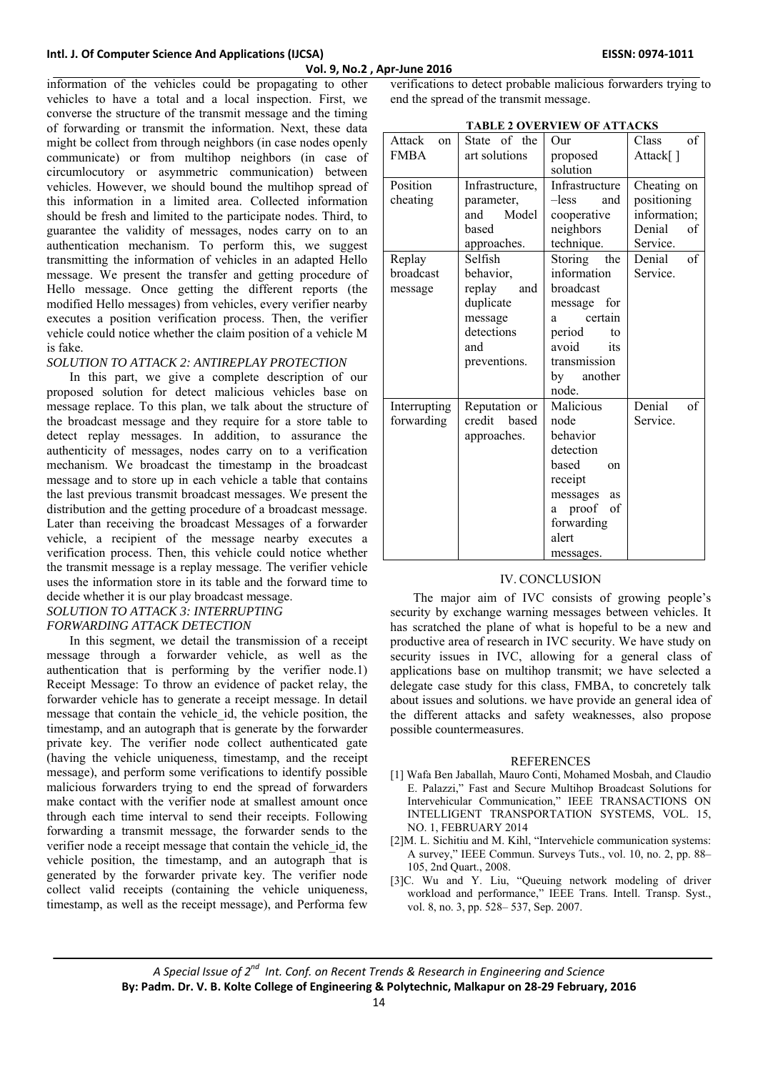information of the vehicles could be propagating to other vehicles to have a total and a local inspection. First, we converse the structure of the transmit message and the timing of forwarding or transmit the information. Next, these data might be collect from through neighbors (in case nodes openly communicate) or from multihop neighbors (in case of circumlocutory or asymmetric communication) between vehicles. However, we should bound the multihop spread of this information in a limited area. Collected information should be fresh and limited to the participate nodes. Third, to guarantee the validity of messages, nodes carry on to an authentication mechanism. To perform this, we suggest transmitting the information of vehicles in an adapted Hello message. We present the transfer and getting procedure of Hello message. Once getting the different reports (the modified Hello messages) from vehicles, every verifier nearby executes a position verification process. Then, the verifier vehicle could notice whether the claim position of a vehicle M is fake.

*SOLUTION TO ATTACK 2: ANTIREPLAY PROTECTION*

In this part, we give a complete description of our proposed solution for detect malicious vehicles base on message replace. To this plan, we talk about the structure of the broadcast message and they require for a store table to detect replay messages. In addition, to assurance the authenticity of messages, nodes carry on to a verification mechanism. We broadcast the timestamp in the broadcast message and to store up in each vehicle a table that contains the last previous transmit broadcast messages. We present the distribution and the getting procedure of a broadcast message. Later than receiving the broadcast Messages of a forwarder vehicle, a recipient of the message nearby executes a verification process. Then, this vehicle could notice whether the transmit message is a replay message. The verifier vehicle uses the information store in its table and the forward time to decide whether it is our play broadcast message.

*SOLUTION TO ATTACK 3: INTERRUPTING FORWARDING ATTACK DETECTION*

In this segment, we detail the transmission of a receipt message through a forwarder vehicle, as well as the authentication that is performing by the verifier node.1) Receipt Message: To throw an evidence of packet relay, the forwarder vehicle has to generate a receipt message. In detail message that contain the vehicle_id, the vehicle position, the timestamp, and an autograph that is generate by the forwarder private key. The verifier node collect authenticated gate (having the vehicle uniqueness, timestamp, and the receipt message), and perform some verifications to identify possible malicious forwarders trying to end the spread of forwarders make contact with the verifier node at smallest amount once through each time interval to send their receipts. Following forwarding a transmit message, the forwarder sends to the verifier node a receipt message that contain the vehicle_id, the vehicle position, the timestamp, and an autograph that is generated by the forwarder private key. The verifier node collect valid receipts (containing the vehicle uniqueness, timestamp, as well as the receipt message), and Performa few verifications to detect probable malicious forwarders trying to end the spread of the transmit message.

**TABLE 2 OVERVIEW OF ATTACKS**

| Attack on FMBA | State of the art solutions | Our proposed solution | Class of Attack[ ] |
|---|---|---|---|
| Position cheating | Infrastructure, parameter, and Model based approaches. | Infrastructure –less and cooperative neighbors technique. | Cheating on positioning information; Denial of Service. |
| Replay broadcast message | Selfish behavior, replay and duplicate message detections and preventions. | Storing the information broadcast message for a certain period to avoid its transmission by another node. | Denial of Service. |
| Interrupting forwarding | Reputation or credit based approaches. | Malicious node behavior detection based on receipt messages as a proof of forwarding alert messages. | Denial of Service. |

## IV. CONCLUSION

The major aim of IVC consists of growing people's security by exchange warning messages between vehicles. It has scratched the plane of what is hopeful to be a new and productive area of research in IVC security. We have study on security issues in IVC, allowing for a general class of applications base on multihop transmit; we have selected a delegate case study for this class, FMBA, to concretely talk about issues and solutions. we have provide an general idea of the different attacks and safety weaknesses, also propose possible countermeasures.

## REFERENCES

[1] Wafa Ben Jaballah, Mauro Conti, Mohamed Mosbah, and Claudio E. Palazzi," Fast and Secure Multihop Broadcast Solutions for Intervehicular Communication," IEEE TRANSACTIONS ON INTELLIGENT TRANSPORTATION SYSTEMS, VOL. 15, NO. 1, FEBRUARY 2014

[2]M. L. Sichitiu and M. Kihl, "Intervehicle communication systems: A survey," IEEE Commun. Surveys Tuts., vol. 10, no. 2, pp. 88–105, 2nd Quart., 2008.

[3]C. Wu and Y. Liu, "Queuing network modeling of driver workload and performance," IEEE Trans. Intell. Transp. Syst., vol. 8, no. 3, pp. 528– 537, Sep. 2007.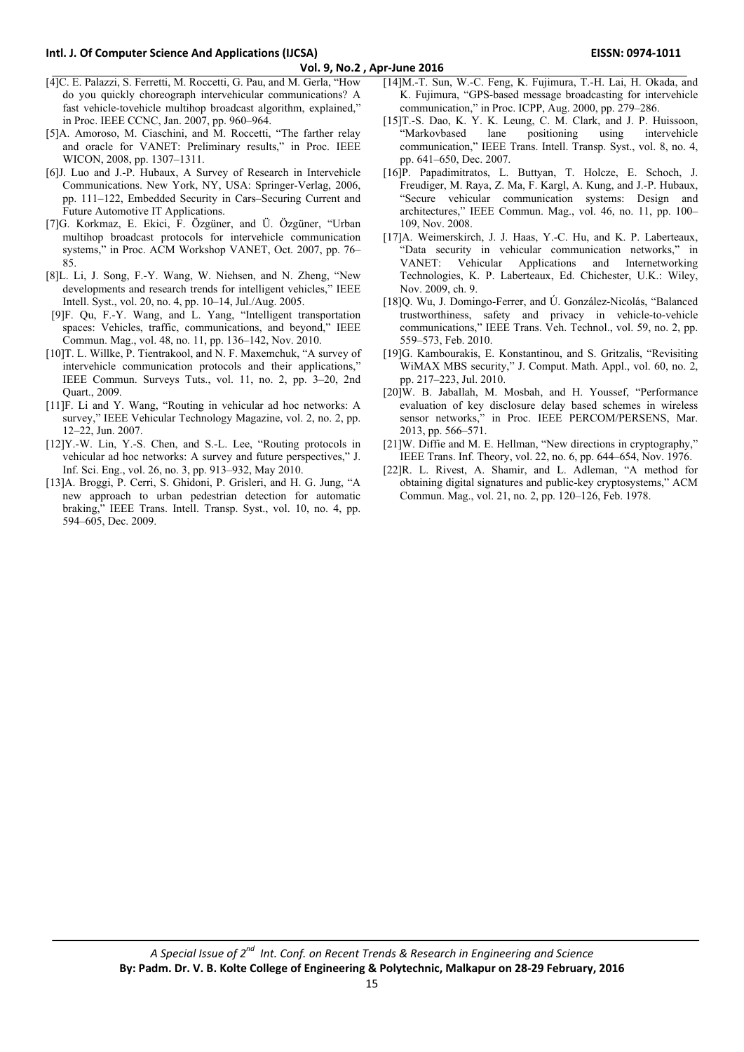[4]C. E. Palazzi, S. Ferretti, M. Roccetti, G. Pau, and M. Gerla, "How do you quickly choreograph intervehicular communications? A fast vehicle-tovehicle multihop broadcast algorithm, explained," in Proc. IEEE CCNC, Jan. 2007, pp. 960–964.

[5]A. Amoroso, M. Ciaschini, and M. Roccetti, "The farther relay and oracle for VANET: Preliminary results," in Proc. IEEE WICON, 2008, pp. 1307–1311.

[6]J. Luo and J.-P. Hubaux, A Survey of Research in Intervehicle Communications. New York, NY, USA: Springer-Verlag, 2006, pp. 111–122, Embedded Security in Cars–Securing Current and Future Automotive IT Applications.

[7]G. Korkmaz, E. Ekici, F. Özgüner, and Ü. Özgüner, "Urban multihop broadcast protocols for intervehicle communication systems," in Proc. ACM Workshop VANET, Oct. 2007, pp. 76–85.

[8]L. Li, J. Song, F.-Y. Wang, W. Niehsen, and N. Zheng, "New developments and research trends for intelligent vehicles," IEEE Intell. Syst., vol. 20, no. 4, pp. 10–14, Jul./Aug. 2005.

[9]F. Qu, F.-Y. Wang, and L. Yang, "Intelligent transportation spaces: Vehicles, traffic, communications, and beyond," IEEE Commun. Mag., vol. 48, no. 11, pp. 136–142, Nov. 2010.

[10]T. L. Willke, P. Tientrakool, and N. F. Maxemchuk, "A survey of intervehicle communication protocols and their applications," IEEE Commun. Surveys Tuts., vol. 11, no. 2, pp. 3–20, 2nd Quart., 2009.

[11]F. Li and Y. Wang, "Routing in vehicular ad hoc networks: A survey," IEEE Vehicular Technology Magazine, vol. 2, no. 2, pp. 12–22, Jun. 2007.

[12]Y.-W. Lin, Y.-S. Chen, and S.-L. Lee, "Routing protocols in vehicular ad hoc networks: A survey and future perspectives," J. Inf. Sci. Eng., vol. 26, no. 3, pp. 913–932, May 2010.

[13]A. Broggi, P. Cerri, S. Ghidoni, P. Grisleri, and H. G. Jung, "A new approach to urban pedestrian detection for automatic braking," IEEE Trans. Intell. Transp. Syst., vol. 10, no. 4, pp. 594–605, Dec. 2009.

[14]M.-T. Sun, W.-C. Feng, K. Fujimura, T.-H. Lai, H. Okada, and K. Fujimura, "GPS-based message broadcasting for intervehicle communication," in Proc. ICPP, Aug. 2000, pp. 279–286.

[15]T.-S. Dao, K. Y. K. Leung, C. M. Clark, and J. P. Huissoon, "Markovbased lane positioning using intervehicle communication," IEEE Trans. Intell. Transp. Syst., vol. 8, no. 4, pp. 641–650, Dec. 2007.

[16]P. Papadimitratos, L. Buttyan, T. Holcze, E. Schoch, J. Freudiger, M. Raya, Z. Ma, F. Kargl, A. Kung, and J.-P. Hubaux, "Secure vehicular communication systems: Design and architectures," IEEE Commun. Mag., vol. 46, no. 11, pp. 100–109, Nov. 2008.

[17]A. Weimerskirch, J. J. Haas, Y.-C. Hu, and K. P. Laberteaux, "Data security in vehicular communication networks," in VANET: Vehicular Applications and Internetworking Technologies, K. P. Laberteaux, Ed. Chichester, U.K.: Wiley, Nov. 2009, ch. 9.

[18]Q. Wu, J. Domingo-Ferrer, and Ú. González-Nicolás, "Balanced trustworthiness, safety and privacy in vehicle-to-vehicle communications," IEEE Trans. Veh. Technol., vol. 59, no. 2, pp. 559–573, Feb. 2010.

[19]G. Kambourakis, E. Konstantinou, and S. Gritzalis, "Revisiting WiMAX MBS security," J. Comput. Math. Appl., vol. 60, no. 2, pp. 217–223, Jul. 2010.

[20]W. B. Jaballah, M. Mosbah, and H. Youssef, "Performance evaluation of key disclosure delay based schemes in wireless sensor networks," in Proc. IEEE PERCOM/PERSENS, Mar. 2013, pp. 566–571.

[21]W. Diffie and M. E. Hellman, "New directions in cryptography," IEEE Trans. Inf. Theory, vol. 22, no. 6, pp. 644–654, Nov. 1976.

[22]R. L. Rivest, A. Shamir, and L. Adleman, "A method for obtaining digital signatures and public-key cryptosystems," ACM Commun. Mag., vol. 21, no. 2, pp. 120–126, Feb. 1978.